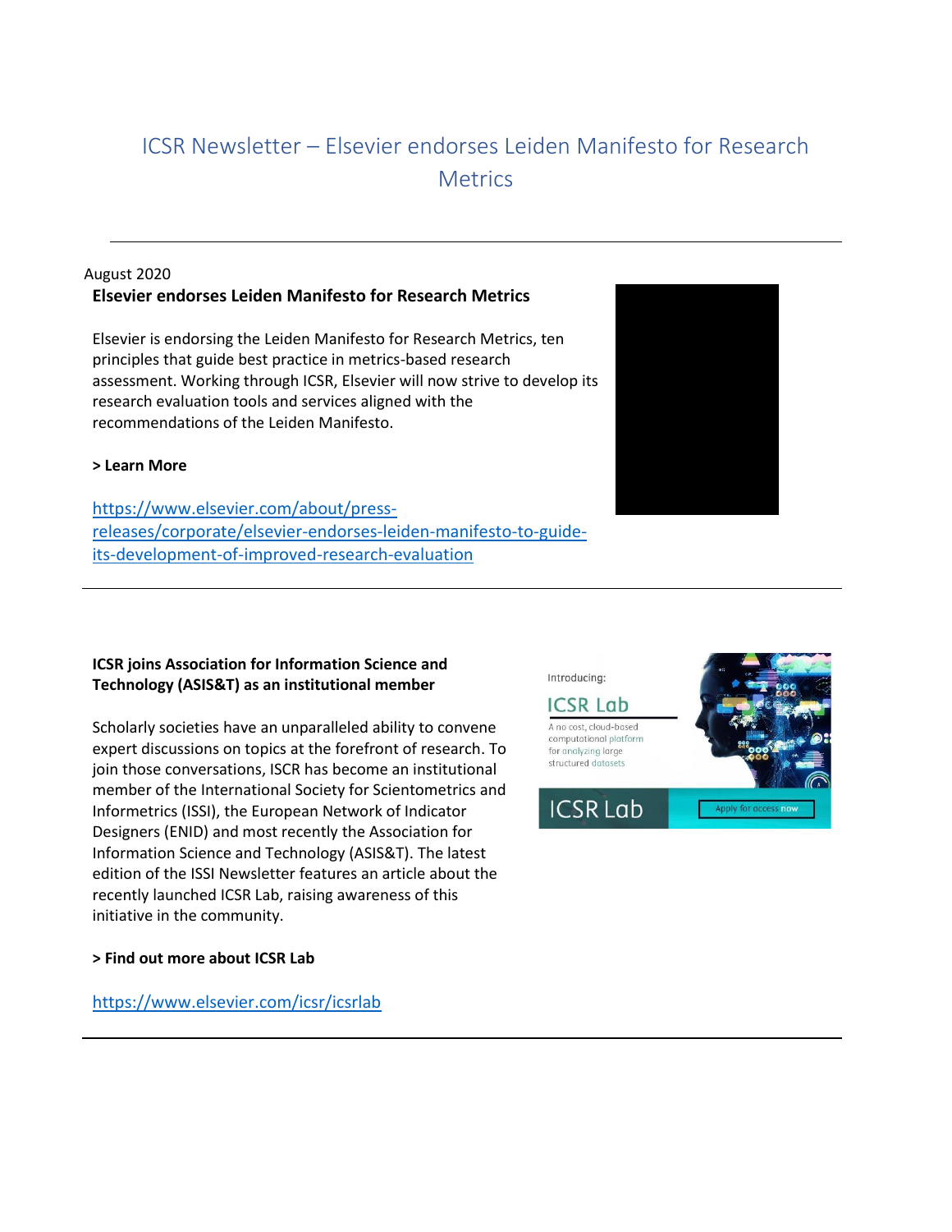# ICSR Newsletter – Elsevier endorses Leiden Manifesto for Research Metrics

---

August 2020

**Elsevier endorses Leiden Manifesto for Research Metrics**

Elsevier is endorsing the Leiden Manifesto for Research Metrics, ten principles that guide best practice in metrics-based research assessment. Working through ICSR, Elsevier will now strive to develop its research evaluation tools and services aligned with the recommendations of the Leiden Manifesto.

**> Learn More**

https://www.elsevier.com/about/press-releases/corporate/elsevier-endorses-leiden-manifesto-to-guide-its-development-of-improved-research-evaluation

---

**ICSR joins Association for Information Science and Technology (ASIS&T) as an institutional member**

Scholarly societies have an unparalleled ability to convene expert discussions on topics at the forefront of research. To join those conversations, ISCR has become an institutional member of the International Society for Scientometrics and Informetrics (ISSI), the European Network of Indicator Designers (ENID) and most recently the Association for Information Science and Technology (ASIS&T). The latest edition of the ISSI Newsletter features an article about the recently launched ICSR Lab, raising awareness of this initiative in the community.

**> Find out more about ICSR Lab**

https://www.elsevier.com/icsr/icsrlab

---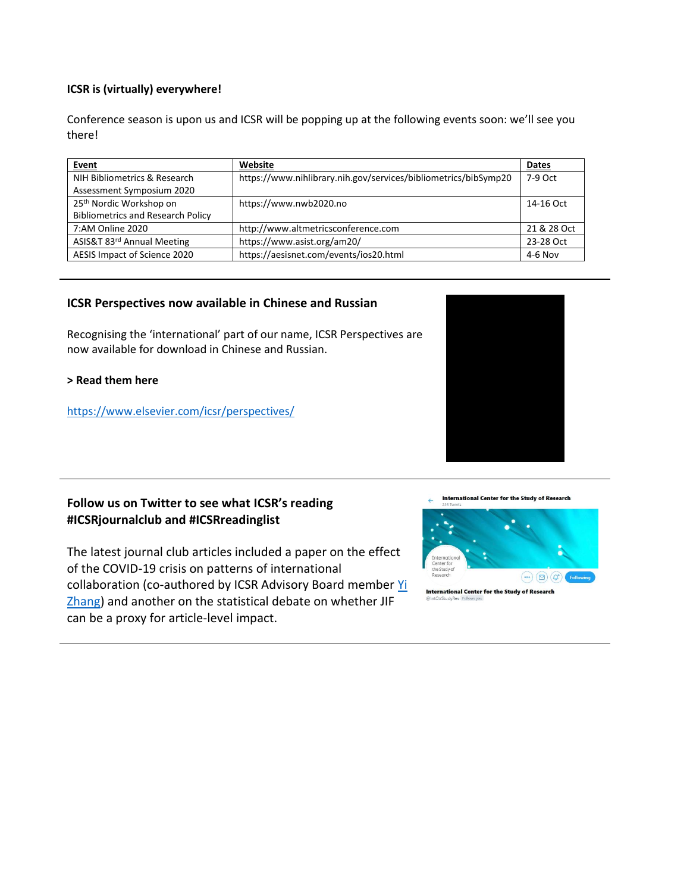**ICSR is (virtually) everywhere!**

Conference season is upon us and ICSR will be popping up at the following events soon: we'll see you there!

| Event | Website | Dates |
|---|---|---|
| NIH Bibliometrics & Research Assessment Symposium 2020 | https://www.nihlibrary.nih.gov/services/bibliometrics/bibSymp20 | 7-9 Oct |
| 25th Nordic Workshop on Bibliometrics and Research Policy | https://www.nwb2020.no | 14-16 Oct |
| 7:AM Online 2020 | http://www.altmetricsconference.com | 21 & 28 Oct |
| ASIS&T 83rd Annual Meeting | https://www.asist.org/am20/ | 23-28 Oct |
| AESIS Impact of Science 2020 | https://aesisnet.com/events/ios20.html | 4-6 Nov |

---

**ICSR Perspectives now available in Chinese and Russian**

Recognising the 'international' part of our name, ICSR Perspectives are now available for download in Chinese and Russian.

**> Read them here**

https://www.elsevier.com/icsr/perspectives/

---

**Follow us on Twitter to see what ICSR's reading #ICSRjournalclub and #ICSRreadinglist**

The latest journal club articles included a paper on the effect of the COVID-19 crisis on patterns of international collaboration (co-authored by ICSR Advisory Board member Yi Zhang) and another on the statistical debate on whether JIF can be a proxy for article-level impact.

---